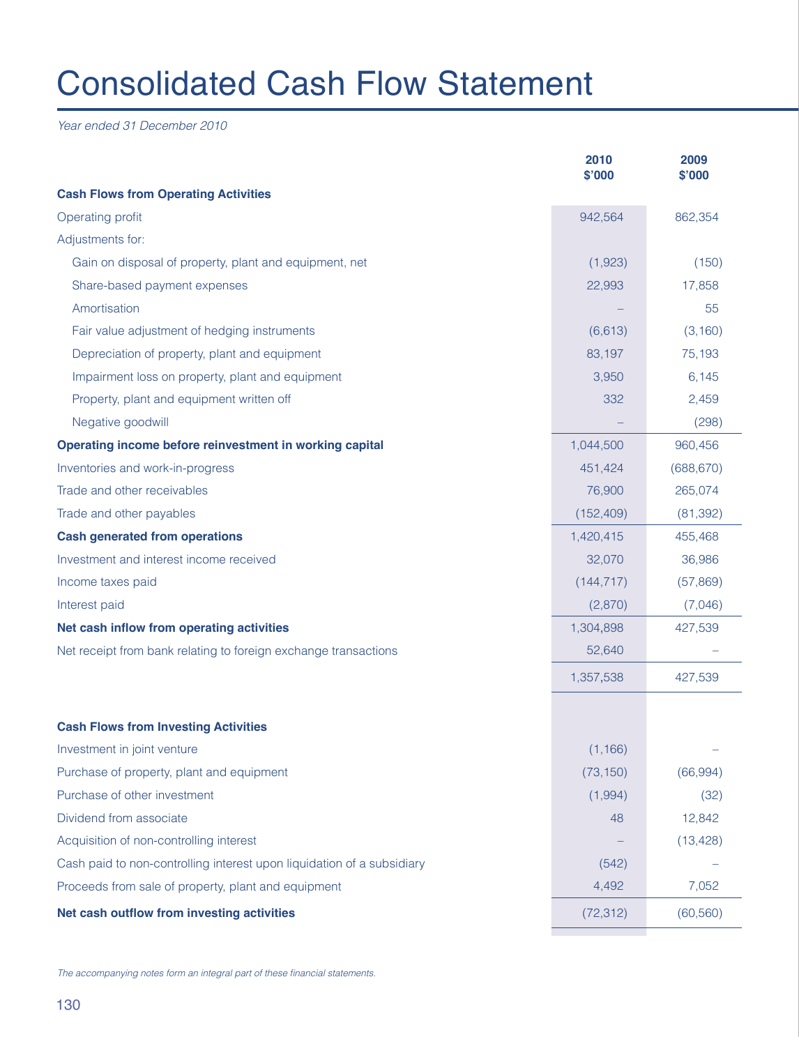# Consolidated Cash Flow Statement

*Year ended 31 December 2010*

| | 2010 $'000 | 2009 $'000 |
|---|---|---|
| **Cash Flows from Operating Activities** | | |
| Operating profit | 942,564 | 862,354 |
| Adjustments for: | | |
| Gain on disposal of property, plant and equipment, net | (1,923) | (150) |
| Share-based payment expenses | 22,993 | 17,858 |
| Amortisation | – | 55 |
| Fair value adjustment of hedging instruments | (6,613) | (3,160) |
| Depreciation of property, plant and equipment | 83,197 | 75,193 |
| Impairment loss on property, plant and equipment | 3,950 | 6,145 |
| Property, plant and equipment written off | 332 | 2,459 |
| Negative goodwill | – | (298) |
| **Operating income before reinvestment in working capital** | 1,044,500 | 960,456 |
| Inventories and work-in-progress | 451,424 | (688,670) |
| Trade and other receivables | 76,900 | 265,074 |
| Trade and other payables | (152,409) | (81,392) |
| **Cash generated from operations** | 1,420,415 | 455,468 |
| Investment and interest income received | 32,070 | 36,986 |
| Income taxes paid | (144,717) | (57,869) |
| Interest paid | (2,870) | (7,046) |
| **Net cash inflow from operating activities** | 1,304,898 | 427,539 |
| Net receipt from bank relating to foreign exchange transactions | 52,640 | – |
| | 1,357,538 | 427,539 |
| **Cash Flows from Investing Activities** | | |
| Investment in joint venture | (1,166) | – |
| Purchase of property, plant and equipment | (73,150) | (66,994) |
| Purchase of other investment | (1,994) | (32) |
| Dividend from associate | 48 | 12,842 |
| Acquisition of non-controlling interest | – | (13,428) |
| Cash paid to non-controlling interest upon liquidation of a subsidiary | (542) | – |
| Proceeds from sale of property, plant and equipment | 4,492 | 7,052 |
| **Net cash outflow from investing activities** | (72,312) | (60,560) |

*The accompanying notes form an integral part of these financial statements.*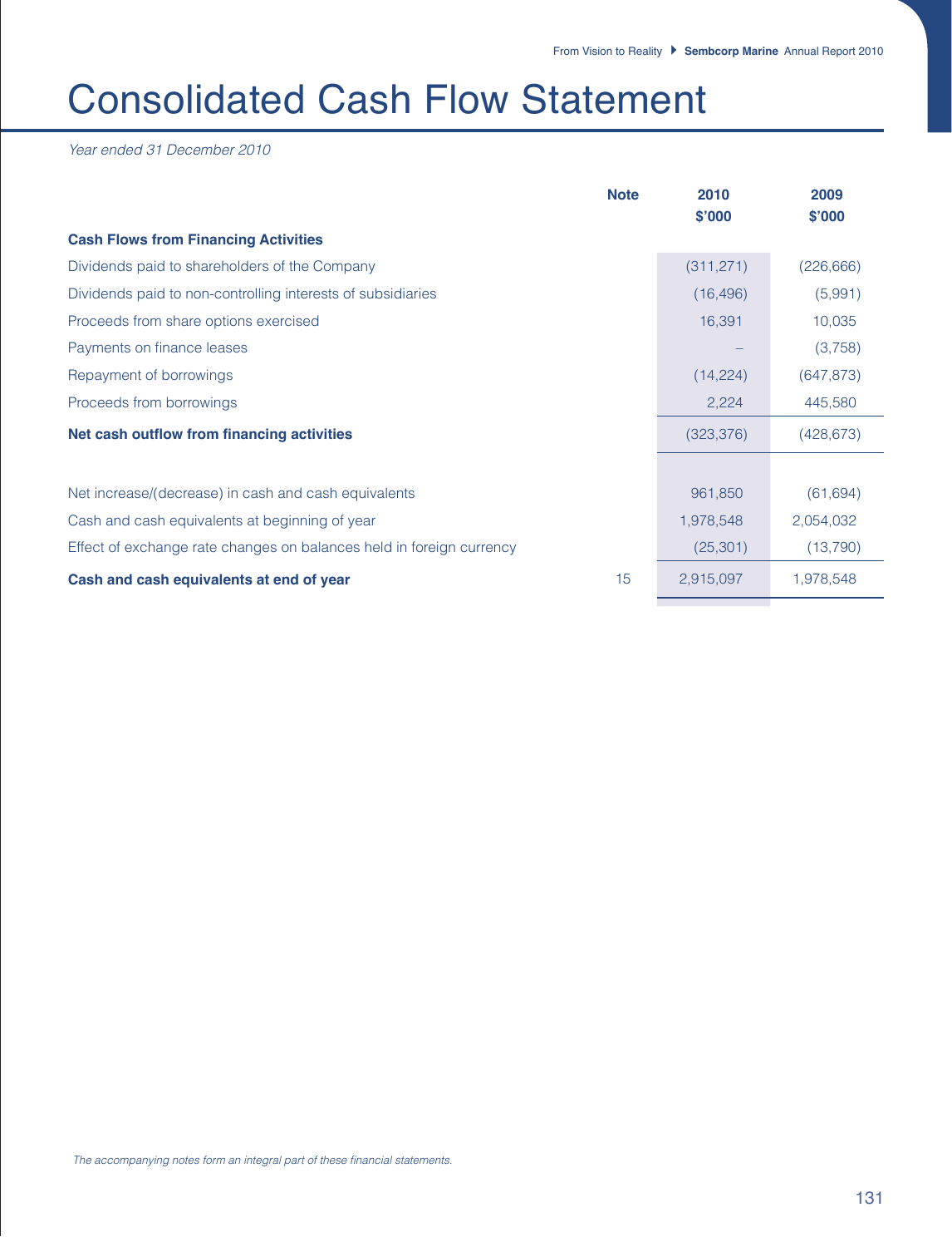# Consolidated Cash Flow Statement

*Year ended 31 December 2010*

| | Note | 2010<br>$'000 | 2009<br>$'000 |
|---|---|---|---|
| **Cash Flows from Financing Activities** | | | |
| Dividends paid to shareholders of the Company | | (311,271) | (226,666) |
| Dividends paid to non-controlling interests of subsidiaries | | (16,496) | (5,991) |
| Proceeds from share options exercised | | 16,391 | 10,035 |
| Payments on finance leases | | – | (3,758) |
| Repayment of borrowings | | (14,224) | (647,873) |
| Proceeds from borrowings | | 2,224 | 445,580 |
| **Net cash outflow from financing activities** | | (323,376) | (428,673) |
| | | | |
| Net increase/(decrease) in cash and cash equivalents | | 961,850 | (61,694) |
| Cash and cash equivalents at beginning of year | | 1,978,548 | 2,054,032 |
| Effect of exchange rate changes on balances held in foreign currency | | (25,301) | (13,790) |
| **Cash and cash equivalents at end of year** | 15 | 2,915,097 | 1,978,548 |

*The accompanying notes form an integral part of these financial statements.*